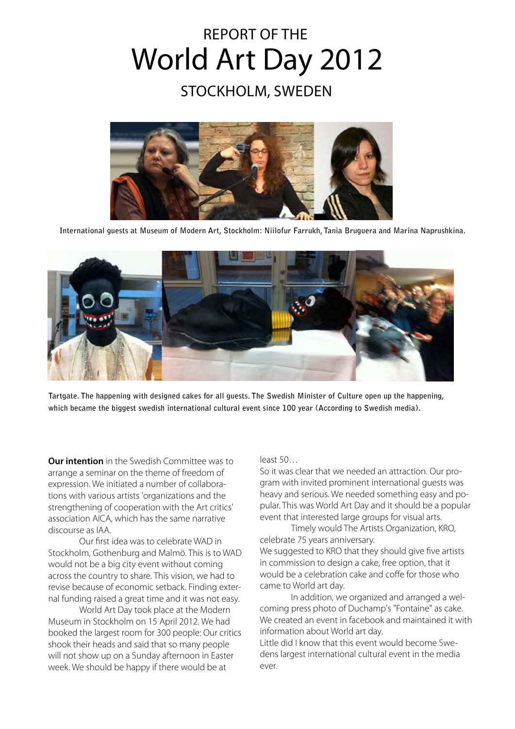REPORT OF THE

# World Art Day 2012

## STOCKHOLM, SWEDEN

International guests at Museum of Modern Art, Stockholm: Niilofur Farrukh, Tania Bruguera and Marina Naprushkina.

Tartgate. The happening with designed cakes for all guests. The Swedish Minister of Culture open up the happening, which became the biggest swedish international cultural event since 100 year (According to Swedish media).

**Our intention** in the Swedish Committee was to arrange a seminar on the theme of freedom of expression. We initiated a number of collaborations with various artists 'organizations and the strengthening of cooperation with the Art critics' association AICA, which has the same narrative discourse as IAA.

Our first idea was to celebrate WAD in Stockholm, Gothenburg and Malmö. This is to WAD would not be a big city event without coming across the country to share. This vision, we had to revise because of economic setback. Finding external funding raised a great time and it was not easy.

World Art Day took place at the Modern Museum in Stockholm on 15 April 2012. We had booked the largest room for 300 people: Our critics shook their heads and said that so many people will not show up on a Sunday afternoon in Easter week. We should be happy if there would be at least 50…

So it was clear that we needed an attraction. Our program with invited prominent international guests was heavy and serious. We needed something easy and popular. This was World Art Day and it should be a popular event that interested large groups for visual arts.

Timely would The Artists Organization, KRO, celebrate 75 years anniversary.

We suggested to KRO that they should give five artists in commission to design a cake, free option, that it would be a celebration cake and coffe for those who came to World art day.

In addition, we organized and arranged a welcoming press photo of Duchamp's "Fontaine" as cake. We created an event in facebook and maintained it with information about World art day.

Little did I know that this event would become Swedens largest international cultural event in the media ever.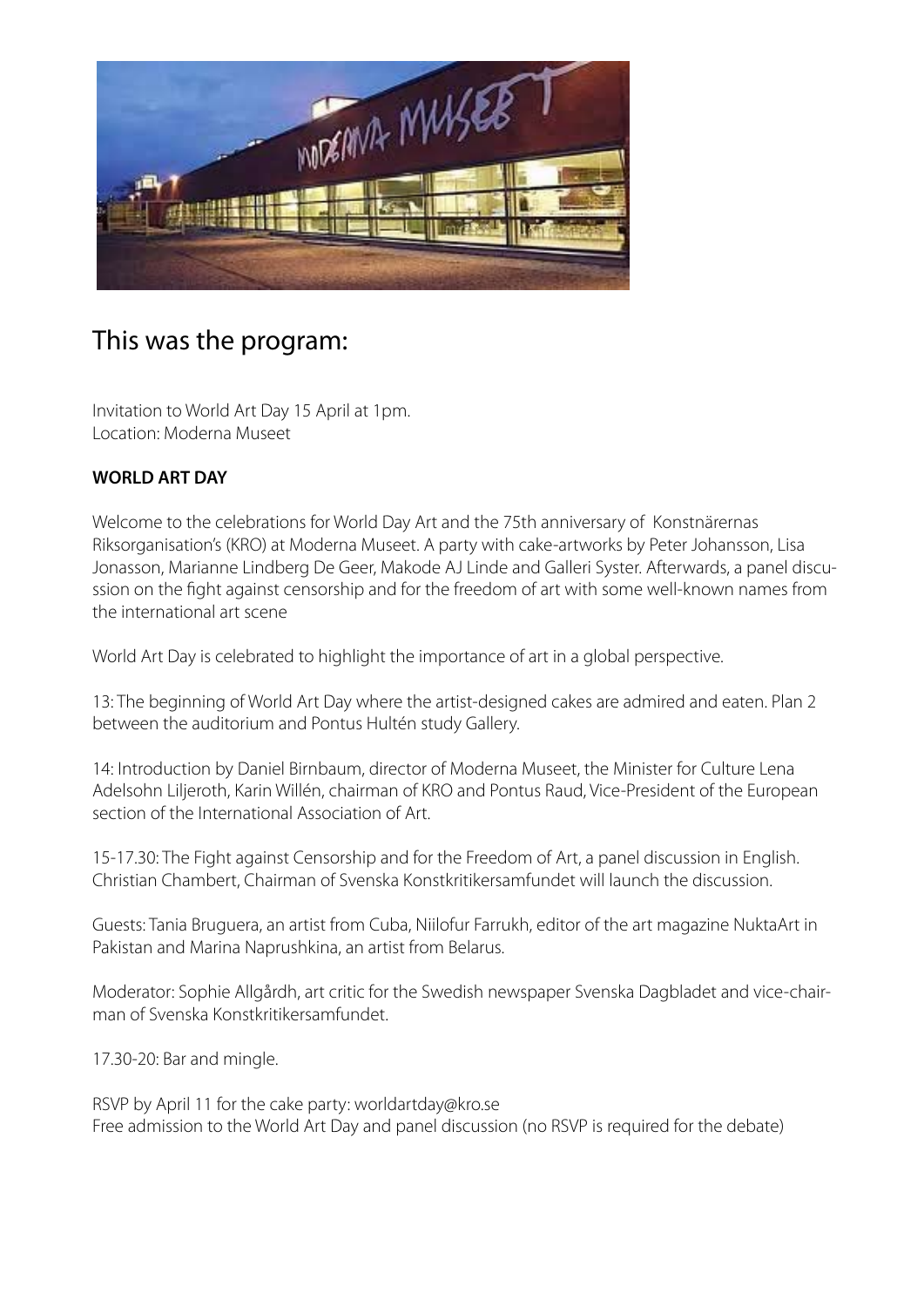## This was the program:

Invitation to World Art Day 15 April at 1pm.
Location: Moderna Museet

**WORLD ART DAY**

Welcome to the celebrations for World Day Art and the 75th anniversary of Konstnärernas Riksorganisation's (KRO) at Moderna Museet. A party with cake-artworks by Peter Johansson, Lisa Jonasson, Marianne Lindberg De Geer, Makode AJ Linde and Galleri Syster. Afterwards, a panel discussion on the fight against censorship and for the freedom of art with some well-known names from the international art scene

World Art Day is celebrated to highlight the importance of art in a global perspective.

13: The beginning of World Art Day where the artist-designed cakes are admired and eaten. Plan 2 between the auditorium and Pontus Hultén study Gallery.

14: Introduction by Daniel Birnbaum, director of Moderna Museet, the Minister for Culture Lena Adelsohn Liljeroth, Karin Willén, chairman of KRO and Pontus Raud, Vice-President of the European section of the International Association of Art.

15-17.30: The Fight against Censorship and for the Freedom of Art, a panel discussion in English. Christian Chambert, Chairman of Svenska Konstkritikersamfundet will launch the discussion.

Guests: Tania Bruguera, an artist from Cuba, Niilofur Farrukh, editor of the art magazine NuktaArt in Pakistan and Marina Naprushkina, an artist from Belarus.

Moderator: Sophie Allgårdh, art critic for the Swedish newspaper Svenska Dagbladet and vice-chairman of Svenska Konstkritikersamfundet.

17.30-20: Bar and mingle.

RSVP by April 11 for the cake party: worldartday@kro.se
Free admission to the World Art Day and panel discussion (no RSVP is required for the debate)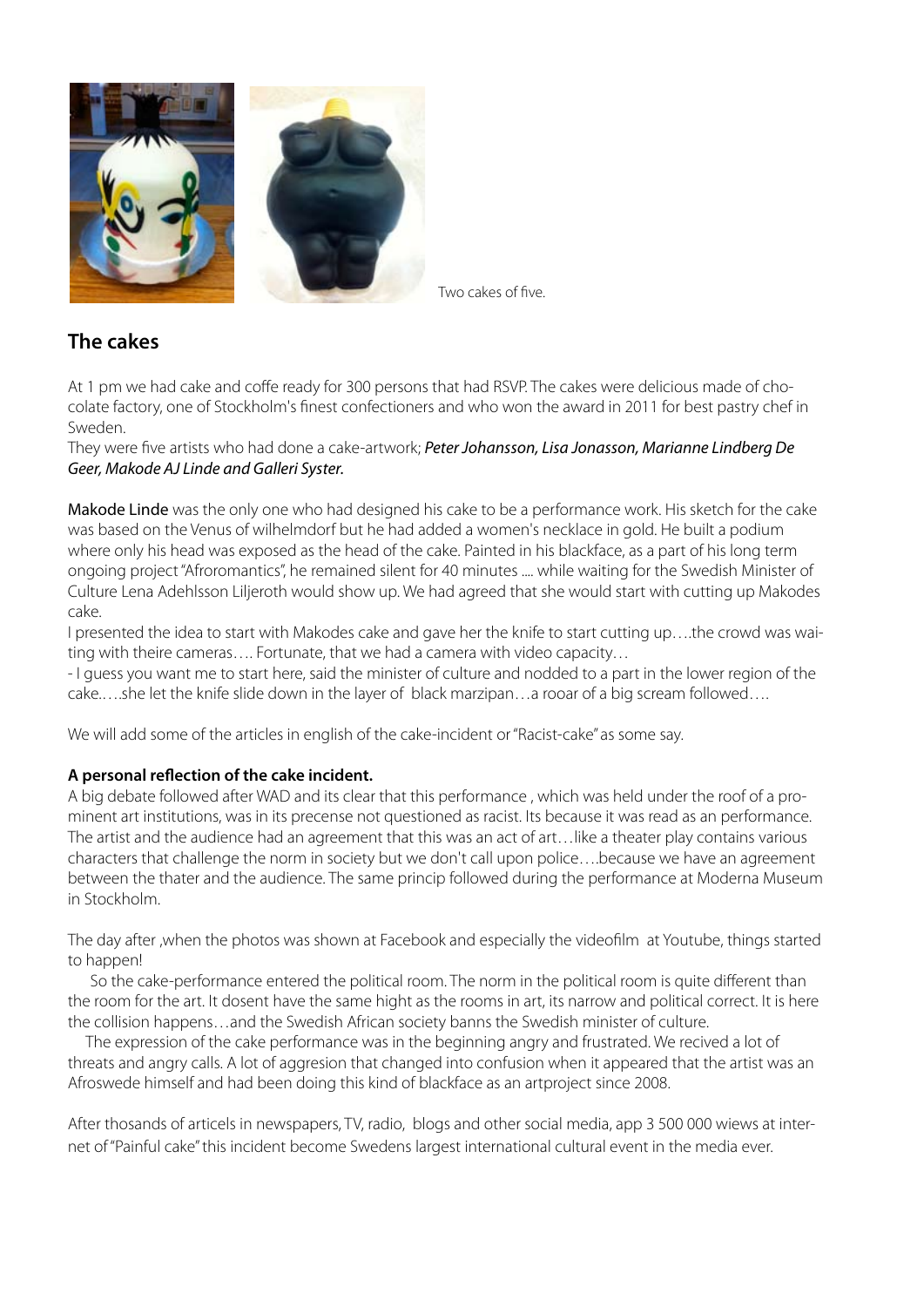Two cakes of five.

## The cakes

At 1 pm we had cake and coffe ready for 300 persons that had RSVP. The cakes were delicious made of chocolate factory, one of Stockholm's finest confectioners and who won the award in 2011 for best pastry chef in Sweden.
They were five artists who had done a cake-artwork; ***Peter Johansson, Lisa Jonasson, Marianne Lindberg De Geer, Makode AJ Linde and Galleri Syster.***

Makode Linde was the only one who had designed his cake to be a performance work. His sketch for the cake was based on the Venus of wilhelmdorf but he had added a women's necklace in gold. He built a podium where only his head was exposed as the head of the cake. Painted in his blackface, as a part of his long term ongoing project "Afroromantics", he remained silent for 40 minutes .... while waiting for the Swedish Minister of Culture Lena Adehlsson Liljeroth would show up. We had agreed that she would start with cutting up Makodes cake.
I presented the idea to start with Makodes cake and gave her the knife to start cutting up….the crowd was waiting with theire cameras…. Fortunate, that we had a camera with video capacity…
- I guess you want me to start here, said the minister of culture and nodded to a part in the lower region of the cake.….she let the knife slide down in the layer of black marzipan…a rooar of a big scream followed….

We will add some of the articles in english of the cake-incident or "Racist-cake" as some say.

**A personal reflection of the cake incident.**
A big debate followed after WAD and its clear that this performance , which was held under the roof of a prominent art institutions, was in its precense not questioned as racist. Its because it was read as an performance. The artist and the audience had an agreement that this was an act of art…like a theater play contains various characters that challenge the norm in society but we don't call upon police….because we have an agreement between the thater and the audience. The same princip followed during the performance at Moderna Museum in Stockholm.

The day after ,when the photos was shown at Facebook and especially the videofilm at Youtube, things started to happen!

So the cake-performance entered the political room. The norm in the political room is quite different than the room for the art. It dosent have the same hight as the rooms in art, its narrow and political correct. It is here the collision happens…and the Swedish African society banns the Swedish minister of culture.

The expression of the cake performance was in the beginning angry and frustrated. We recived a lot of threats and angry calls. A lot of aggresion that changed into confusion when it appeared that the artist was an Afroswede himself and had been doing this kind of blackface as an artproject since 2008.

After thosands of articels in newspapers, TV, radio, blogs and other social media, app 3 500 000 wiews at internet of "Painful cake" this incident become Swedens largest international cultural event in the media ever.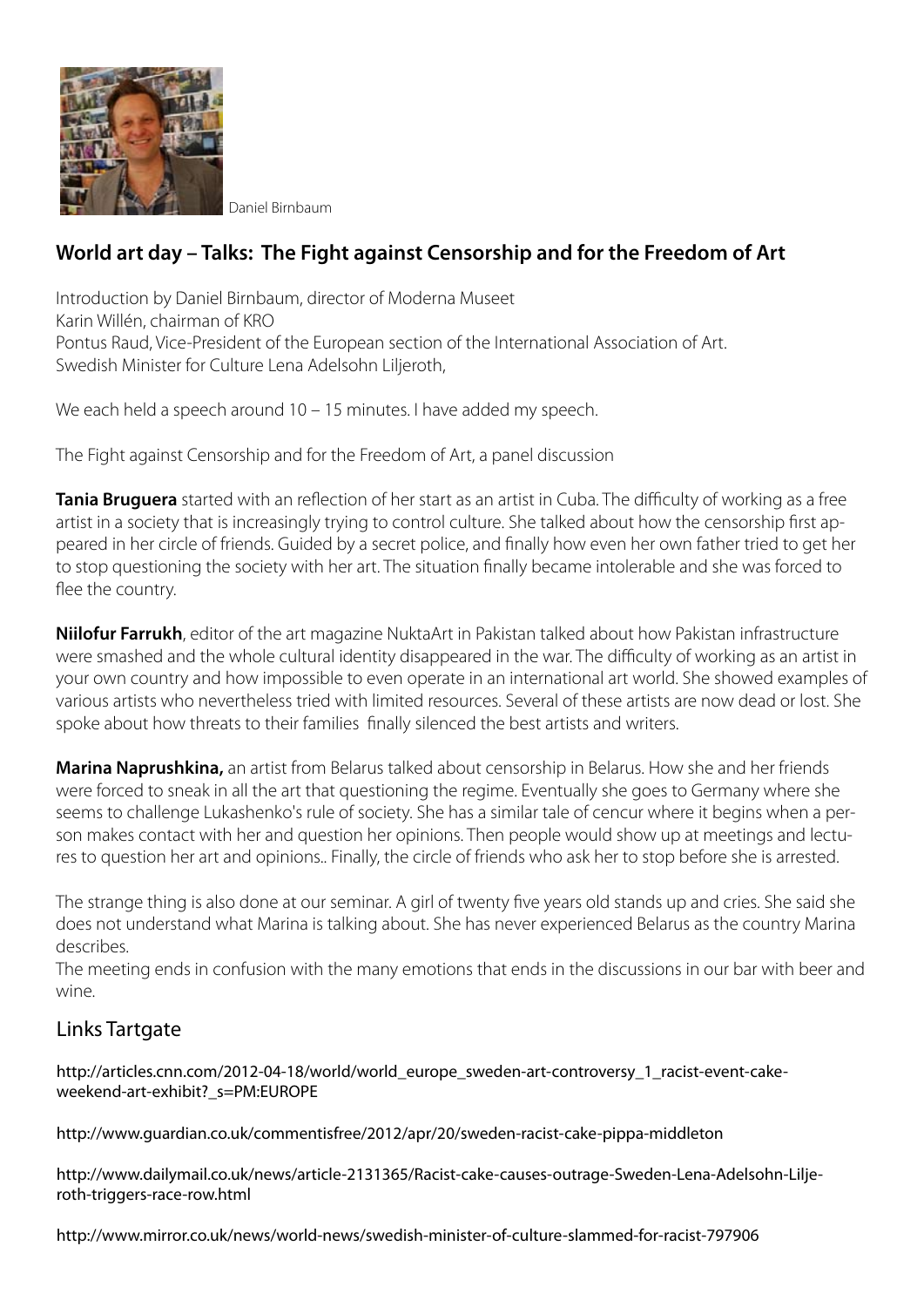Daniel Birnbaum

## World art day – Talks: The Fight against Censorship and for the Freedom of Art

Introduction by Daniel Birnbaum, director of Moderna Museet
Karin Willén, chairman of KRO
Pontus Raud, Vice-President of the European section of the International Association of Art.
Swedish Minister for Culture Lena Adelsohn Liljeroth,

We each held a speech around 10 – 15 minutes. I have added my speech.

The Fight against Censorship and for the Freedom of Art, a panel discussion

**Tania Bruguera** started with an reflection of her start as an artist in Cuba. The difficulty of working as a free artist in a society that is increasingly trying to control culture. She talked about how the censorship first appeared in her circle of friends. Guided by a secret police, and finally how even her own father tried to get her to stop questioning the society with her art. The situation finally became intolerable and she was forced to flee the country.

**Niilofur Farrukh**, editor of the art magazine NuktaArt in Pakistan talked about how Pakistan infrastructure were smashed and the whole cultural identity disappeared in the war. The difficulty of working as an artist in your own country and how impossible to even operate in an international art world. She showed examples of various artists who nevertheless tried with limited resources. Several of these artists are now dead or lost. She spoke about how threats to their families finally silenced the best artists and writers.

**Marina Naprushkina,** an artist from Belarus talked about censorship in Belarus. How she and her friends were forced to sneak in all the art that questioning the regime. Eventually she goes to Germany where she seems to challenge Lukashenko's rule of society. She has a similar tale of cencur where it begins when a person makes contact with her and question her opinions. Then people would show up at meetings and lectures to question her art and opinions.. Finally, the circle of friends who ask her to stop before she is arrested.

The strange thing is also done at our seminar. A girl of twenty five years old stands up and cries. She said she does not understand what Marina is talking about. She has never experienced Belarus as the country Marina describes.
The meeting ends in confusion with the many emotions that ends in the discussions in our bar with beer and wine.

## Links Tartgate

http://articles.cnn.com/2012-04-18/world/world_europe_sweden-art-controversy_1_racist-event-cake-weekend-art-exhibit?_s=PM:EUROPE

http://www.guardian.co.uk/commentisfree/2012/apr/20/sweden-racist-cake-pippa-middleton

http://www.dailymail.co.uk/news/article-2131365/Racist-cake-causes-outrage-Sweden-Lena-Adelsohn-Liljeroth-triggers-race-row.html

http://www.mirror.co.uk/news/world-news/swedish-minister-of-culture-slammed-for-racist-797906